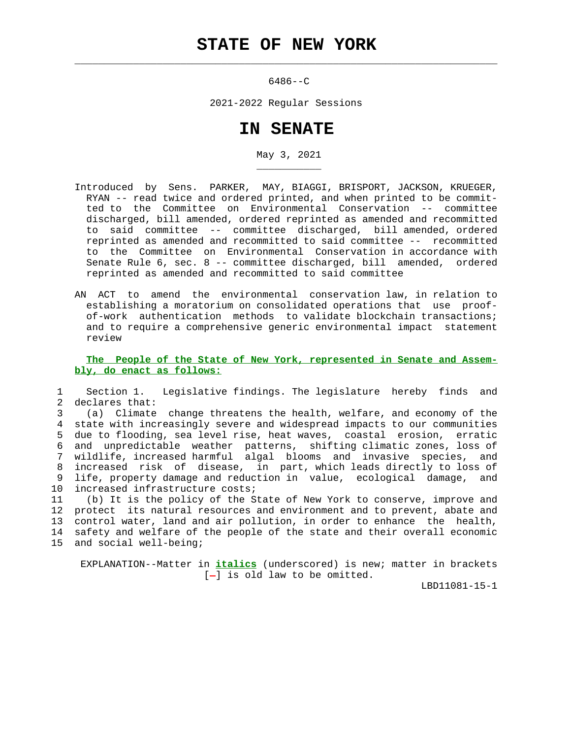# STATE OF NEW YORK

6486--C

2021-2022 Regular Sessions

# IN SENATE

May 3, 2021

Introduced by Sens. PARKER, MAY, BIAGGI, BRISPORT, JACKSON, KRUEGER, RYAN -- read twice and ordered printed, and when printed to be committed to the Committee on Environmental Conservation -- committee discharged, bill amended, ordered reprinted as amended and recommitted to said committee -- committee discharged, bill amended, ordered reprinted as amended and recommitted to said committee -- recommitted to the Committee on Environmental Conservation in accordance with Senate Rule 6, sec. 8 -- committee discharged, bill amended, ordered reprinted as amended and recommitted to said committee

AN ACT to amend the environmental conservation law, in relation to establishing a moratorium on consolidated operations that use proof-of-work authentication methods to validate blockchain transactions; and to require a comprehensive generic environmental impact statement review

**The People of the State of New York, represented in Senate and Assembly, do enact as follows:**

Section 1. Legislative findings. The legislature hereby finds and declares that:

(a) Climate change threatens the health, welfare, and economy of the state with increasingly severe and widespread impacts to our communities due to flooding, sea level rise, heat waves, coastal erosion, erratic and unpredictable weather patterns, shifting climatic zones, loss of wildlife, increased harmful algal blooms and invasive species, and increased risk of disease, in part, which leads directly to loss of life, property damage and reduction in value, ecological damage, and increased infrastructure costs;

(b) It is the policy of the State of New York to conserve, improve and protect its natural resources and environment and to prevent, abate and control water, land and air pollution, in order to enhance the health, safety and welfare of the people of the state and their overall economic and social well-being;

EXPLANATION--Matter in *italics* (underscored) is new; matter in brackets [-] is old law to be omitted.

LBD11081-15-1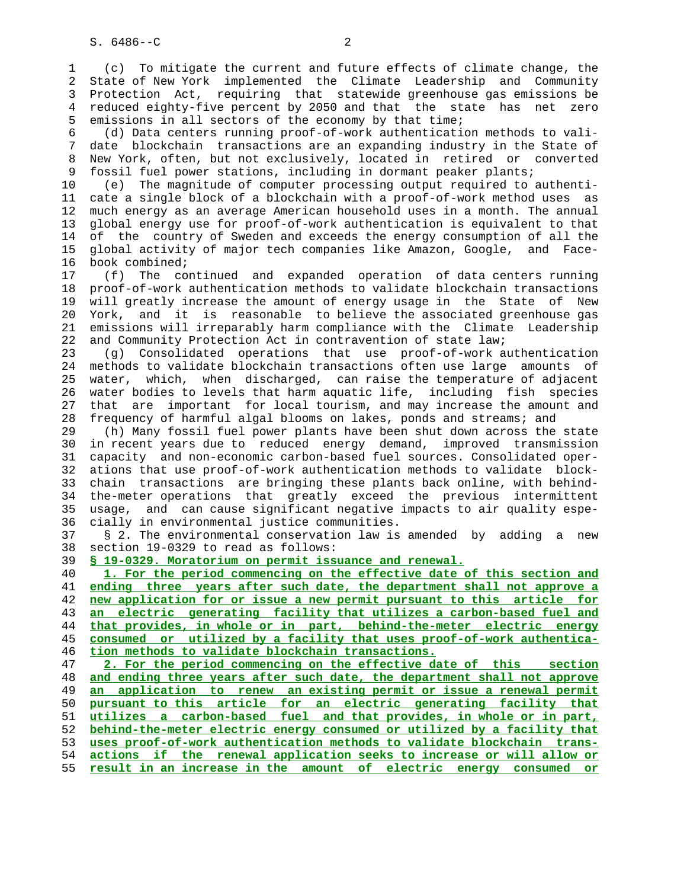(c) To mitigate the current and future effects of climate change, the State of New York implemented the Climate Leadership and Community Protection Act, requiring that statewide greenhouse gas emissions be reduced eighty-five percent by 2050 and that the state has net zero emissions in all sectors of the economy by that time;

(d) Data centers running proof-of-work authentication methods to validate blockchain transactions are an expanding industry in the State of New York, often, but not exclusively, located in retired or converted fossil fuel power stations, including in dormant peaker plants;

(e) The magnitude of computer processing output required to authenticate a single block of a blockchain with a proof-of-work method uses as much energy as an average American household uses in a month. The annual global energy use for proof-of-work authentication is equivalent to that of the country of Sweden and exceeds the energy consumption of all the global activity of major tech companies like Amazon, Google, and Facebook combined;

(f) The continued and expanded operation of data centers running proof-of-work authentication methods to validate blockchain transactions will greatly increase the amount of energy usage in the State of New York, and it is reasonable to believe the associated greenhouse gas emissions will irreparably harm compliance with the Climate Leadership and Community Protection Act in contravention of state law;

(g) Consolidated operations that use proof-of-work authentication methods to validate blockchain transactions often use large amounts of water, which, when discharged, can raise the temperature of adjacent water bodies to levels that harm aquatic life, including fish species that are important for local tourism, and may increase the amount and frequency of harmful algal blooms on lakes, ponds and streams; and

(h) Many fossil fuel power plants have been shut down across the state in recent years due to reduced energy demand, improved transmission capacity and non-economic carbon-based fuel sources. Consolidated operations that use proof-of-work authentication methods to validate blockchain transactions are bringing these plants back online, with behind-the-meter operations that greatly exceed the previous intermittent usage, and can cause significant negative impacts to air quality especially in environmental justice communities.

§ 2. The environmental conservation law is amended by adding a new section 19-0329 to read as follows:

**§ 19-0329. Moratorium on permit issuance and renewal.**

**1. For the period commencing on the effective date of this section and ending three years after such date, the department shall not approve a new application for or issue a new permit pursuant to this article for an electric generating facility that utilizes a carbon-based fuel and that provides, in whole or in part, behind-the-meter electric energy consumed or utilized by a facility that uses proof-of-work authentication methods to validate blockchain transactions.**

**2. For the period commencing on the effective date of this section and ending three years after such date, the department shall not approve an application to renew an existing permit or issue a renewal permit pursuant to this article for an electric generating facility that utilizes a carbon-based fuel and that provides, in whole or in part, behind-the-meter electric energy consumed or utilized by a facility that uses proof-of-work authentication methods to validate blockchain transactions if the renewal application seeks to increase or will allow or result in an increase in the amount of electric energy consumed or**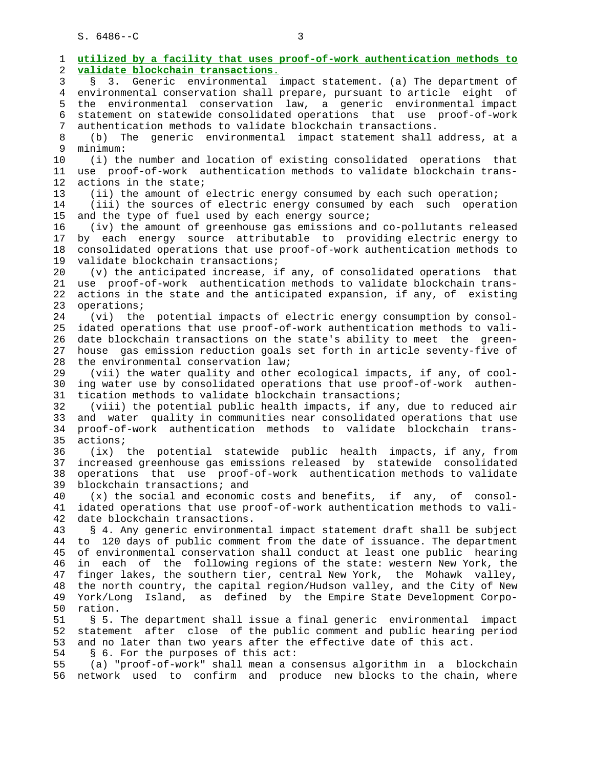**utilized by a facility that uses proof-of-work authentication methods to validate blockchain transactions.**

§ 3. Generic environmental impact statement. (a) The department of environmental conservation shall prepare, pursuant to article eight of the environmental conservation law, a generic environmental impact statement on statewide consolidated operations that use proof-of-work authentication methods to validate blockchain transactions.

(b) The generic environmental impact statement shall address, at a minimum:

(i) the number and location of existing consolidated operations that use proof-of-work authentication methods to validate blockchain transactions in the state;

(ii) the amount of electric energy consumed by each such operation;

(iii) the sources of electric energy consumed by each such operation and the type of fuel used by each energy source;

(iv) the amount of greenhouse gas emissions and co-pollutants released by each energy source attributable to providing electric energy to consolidated operations that use proof-of-work authentication methods to validate blockchain transactions;

(v) the anticipated increase, if any, of consolidated operations that use proof-of-work authentication methods to validate blockchain transactions in the state and the anticipated expansion, if any, of existing operations;

(vi) the potential impacts of electric energy consumption by consolidated operations that use proof-of-work authentication methods to validate blockchain transactions on the state's ability to meet the greenhouse gas emission reduction goals set forth in article seventy-five of the environmental conservation law;

(vii) the water quality and other ecological impacts, if any, of cooling water use by consolidated operations that use proof-of-work authentication methods to validate blockchain transactions;

(viii) the potential public health impacts, if any, due to reduced air and water quality in communities near consolidated operations that use proof-of-work authentication methods to validate blockchain transactions;

(ix) the potential statewide public health impacts, if any, from increased greenhouse gas emissions released by statewide consolidated operations that use proof-of-work authentication methods to validate blockchain transactions; and

(x) the social and economic costs and benefits, if any, of consolidated operations that use proof-of-work authentication methods to validate blockchain transactions.

§ 4. Any generic environmental impact statement draft shall be subject to 120 days of public comment from the date of issuance. The department of environmental conservation shall conduct at least one public hearing in each of the following regions of the state: western New York, the finger lakes, the southern tier, central New York, the Mohawk valley, the north country, the capital region/Hudson valley, and the City of New York/Long Island, as defined by the Empire State Development Corporation.

§ 5. The department shall issue a final generic environmental impact statement after close of the public comment and public hearing period and no later than two years after the effective date of this act.

§ 6. For the purposes of this act:

(a) "proof-of-work" shall mean a consensus algorithm in a blockchain network used to confirm and produce new blocks to the chain, where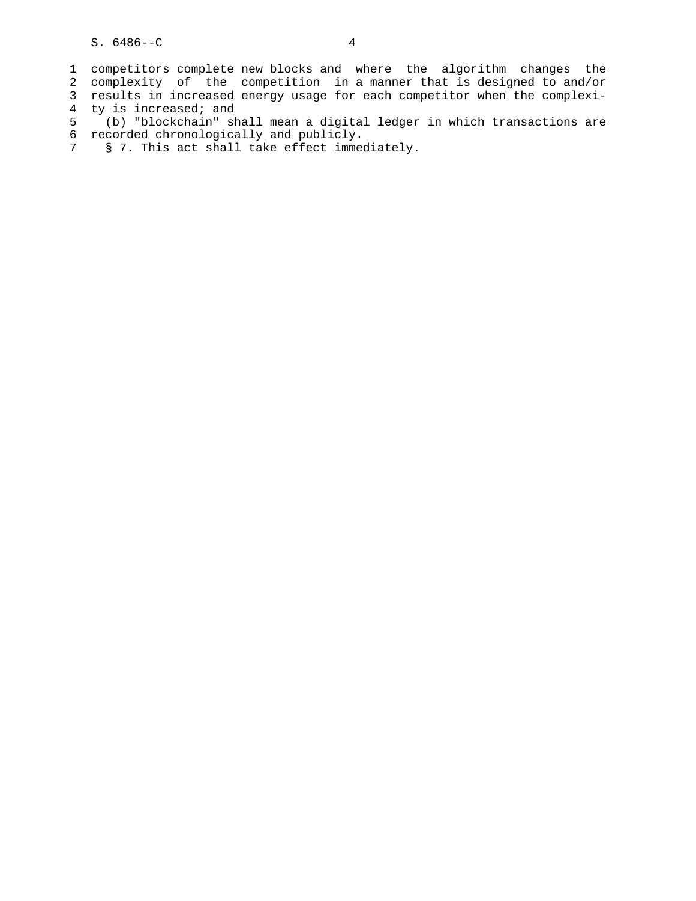competitors complete new blocks and where the algorithm changes the complexity of the competition in a manner that is designed to and/or results in increased energy usage for each competitor when the complexity is increased; and

(b) "blockchain" shall mean a digital ledger in which transactions are recorded chronologically and publicly.

§ 7. This act shall take effect immediately.